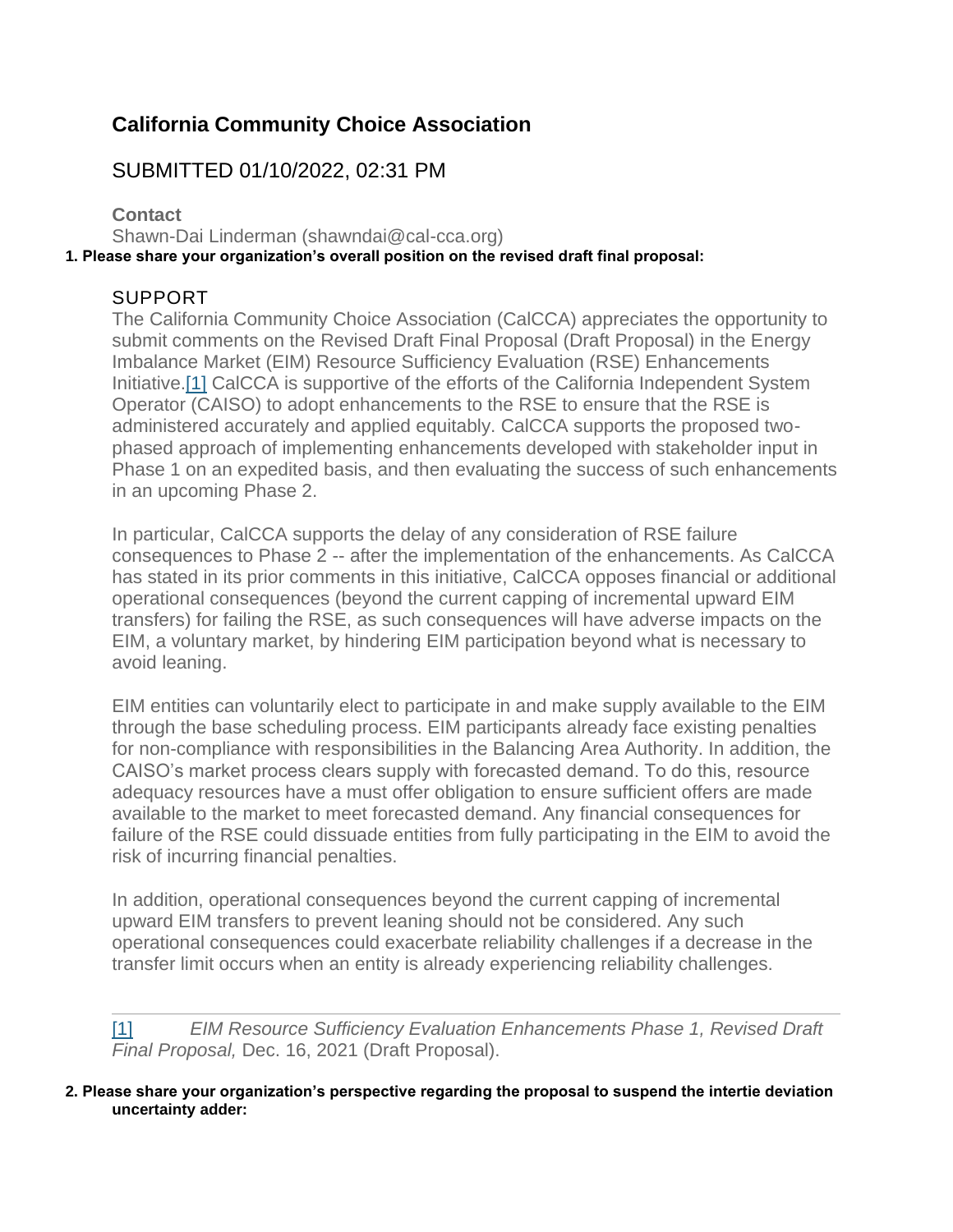# California Community Choice Association

## SUBMITTED 01/10/2022, 02:31 PM

**Contact**

Shawn-Dai Linderman (shawndai@cal-cca.org)

**1. Please share your organization's overall position on the revised draft final proposal:**

SUPPORT

The California Community Choice Association (CalCCA) appreciates the opportunity to submit comments on the Revised Draft Final Proposal (Draft Proposal) in the Energy Imbalance Market (EIM) Resource Sufficiency Evaluation (RSE) Enhancements Initiative.[1] CalCCA is supportive of the efforts of the California Independent System Operator (CAISO) to adopt enhancements to the RSE to ensure that the RSE is administered accurately and applied equitably. CalCCA supports the proposed two-phased approach of implementing enhancements developed with stakeholder input in Phase 1 on an expedited basis, and then evaluating the success of such enhancements in an upcoming Phase 2.

In particular, CalCCA supports the delay of any consideration of RSE failure consequences to Phase 2 -- after the implementation of the enhancements. As CalCCA has stated in its prior comments in this initiative, CalCCA opposes financial or additional operational consequences (beyond the current capping of incremental upward EIM transfers) for failing the RSE, as such consequences will have adverse impacts on the EIM, a voluntary market, by hindering EIM participation beyond what is necessary to avoid leaning.

EIM entities can voluntarily elect to participate in and make supply available to the EIM through the base scheduling process. EIM participants already face existing penalties for non-compliance with responsibilities in the Balancing Area Authority. In addition, the CAISO's market process clears supply with forecasted demand. To do this, resource adequacy resources have a must offer obligation to ensure sufficient offers are made available to the market to meet forecasted demand. Any financial consequences for failure of the RSE could dissuade entities from fully participating in the EIM to avoid the risk of incurring financial penalties.

In addition, operational consequences beyond the current capping of incremental upward EIM transfers to prevent leaning should not be considered. Any such operational consequences could exacerbate reliability challenges if a decrease in the transfer limit occurs when an entity is already experiencing reliability challenges.

---

[1] *EIM Resource Sufficiency Evaluation Enhancements Phase 1, Revised Draft Final Proposal,* Dec. 16, 2021 (Draft Proposal).

**2. Please share your organization's perspective regarding the proposal to suspend the intertie deviation uncertainty adder:**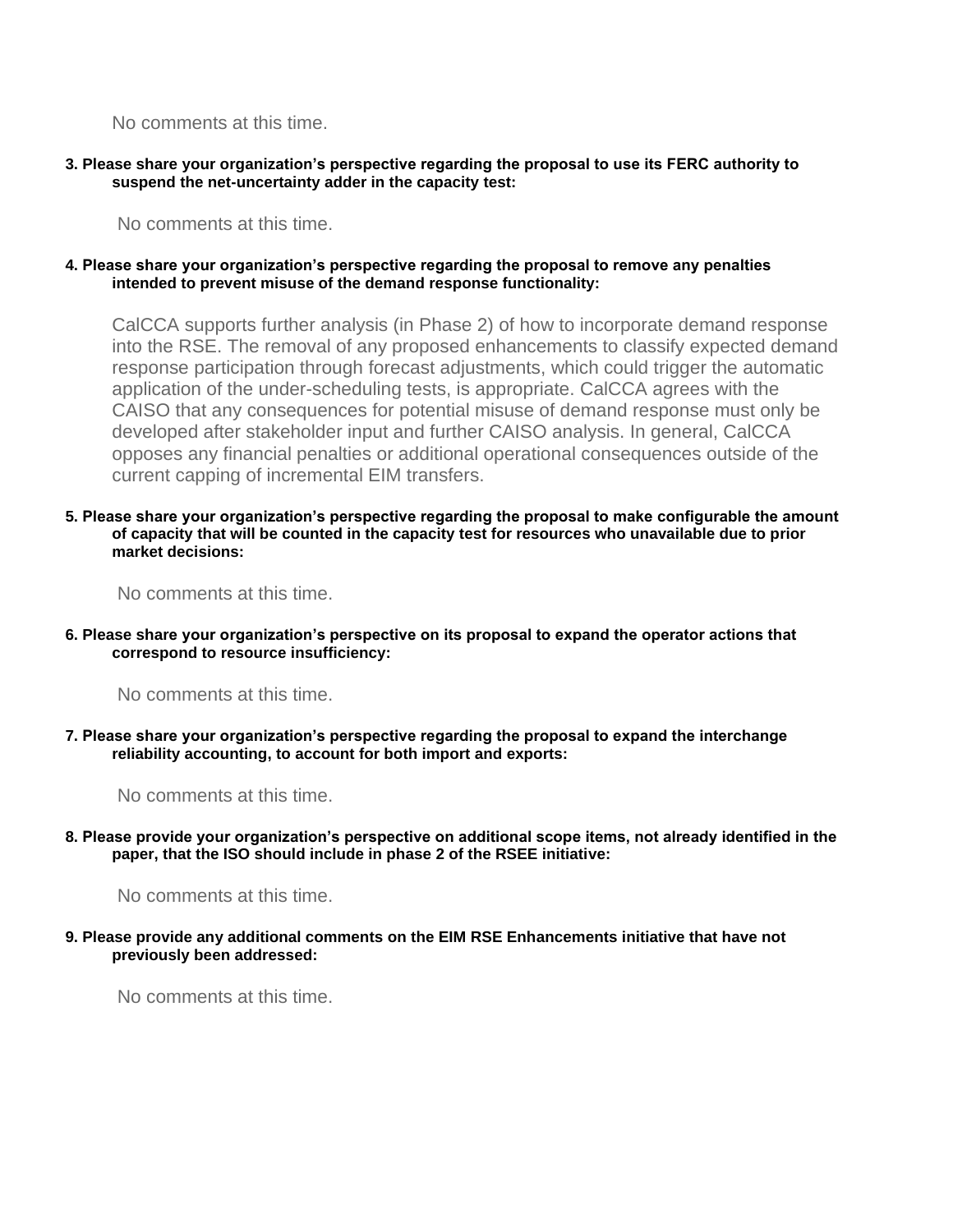No comments at this time.

**3. Please share your organization's perspective regarding the proposal to use its FERC authority to suspend the net-uncertainty adder in the capacity test:**

No comments at this time.

**4. Please share your organization's perspective regarding the proposal to remove any penalties intended to prevent misuse of the demand response functionality:**

CalCCA supports further analysis (in Phase 2) of how to incorporate demand response into the RSE. The removal of any proposed enhancements to classify expected demand response participation through forecast adjustments, which could trigger the automatic application of the under-scheduling tests, is appropriate. CalCCA agrees with the CAISO that any consequences for potential misuse of demand response must only be developed after stakeholder input and further CAISO analysis. In general, CalCCA opposes any financial penalties or additional operational consequences outside of the current capping of incremental EIM transfers.

**5. Please share your organization's perspective regarding the proposal to make configurable the amount of capacity that will be counted in the capacity test for resources who unavailable due to prior market decisions:**

No comments at this time.

**6. Please share your organization's perspective on its proposal to expand the operator actions that correspond to resource insufficiency:**

No comments at this time.

**7. Please share your organization's perspective regarding the proposal to expand the interchange reliability accounting, to account for both import and exports:**

No comments at this time.

**8. Please provide your organization's perspective on additional scope items, not already identified in the paper, that the ISO should include in phase 2 of the RSEE initiative:**

No comments at this time.

**9. Please provide any additional comments on the EIM RSE Enhancements initiative that have not previously been addressed:**

No comments at this time.